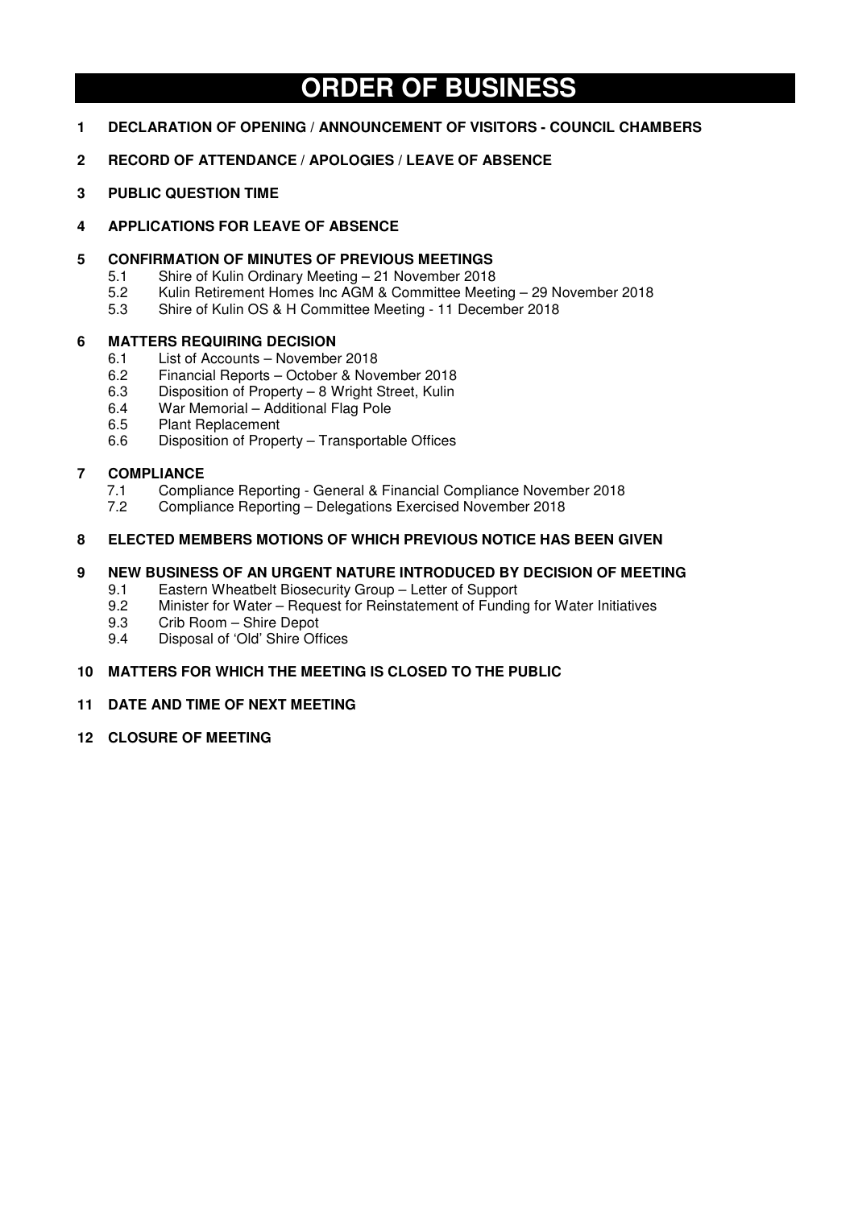# ORDER OF BUSINESS

**1 DECLARATION OF OPENING / ANNOUNCEMENT OF VISITORS - COUNCIL CHAMBERS**

**2 RECORD OF ATTENDANCE / APOLOGIES / LEAVE OF ABSENCE**

**3 PUBLIC QUESTION TIME**

**4 APPLICATIONS FOR LEAVE OF ABSENCE**

**5 CONFIRMATION OF MINUTES OF PREVIOUS MEETINGS**

- 5.1 Shire of Kulin Ordinary Meeting – 21 November 2018
- 5.2 Kulin Retirement Homes Inc AGM & Committee Meeting – 29 November 2018
- 5.3 Shire of Kulin OS & H Committee Meeting - 11 December 2018

**6 MATTERS REQUIRING DECISION**

- 6.1 List of Accounts – November 2018
- 6.2 Financial Reports – October & November 2018
- 6.3 Disposition of Property – 8 Wright Street, Kulin
- 6.4 War Memorial – Additional Flag Pole
- 6.5 Plant Replacement
- 6.6 Disposition of Property – Transportable Offices

**7 COMPLIANCE**

- 7.1 Compliance Reporting - General & Financial Compliance November 2018
- 7.2 Compliance Reporting – Delegations Exercised November 2018

**8 ELECTED MEMBERS MOTIONS OF WHICH PREVIOUS NOTICE HAS BEEN GIVEN**

**9 NEW BUSINESS OF AN URGENT NATURE INTRODUCED BY DECISION OF MEETING**

- 9.1 Eastern Wheatbelt Biosecurity Group – Letter of Support
- 9.2 Minister for Water – Request for Reinstatement of Funding for Water Initiatives
- 9.3 Crib Room – Shire Depot
- 9.4 Disposal of 'Old' Shire Offices

**10 MATTERS FOR WHICH THE MEETING IS CLOSED TO THE PUBLIC**

**11 DATE AND TIME OF NEXT MEETING**

**12 CLOSURE OF MEETING**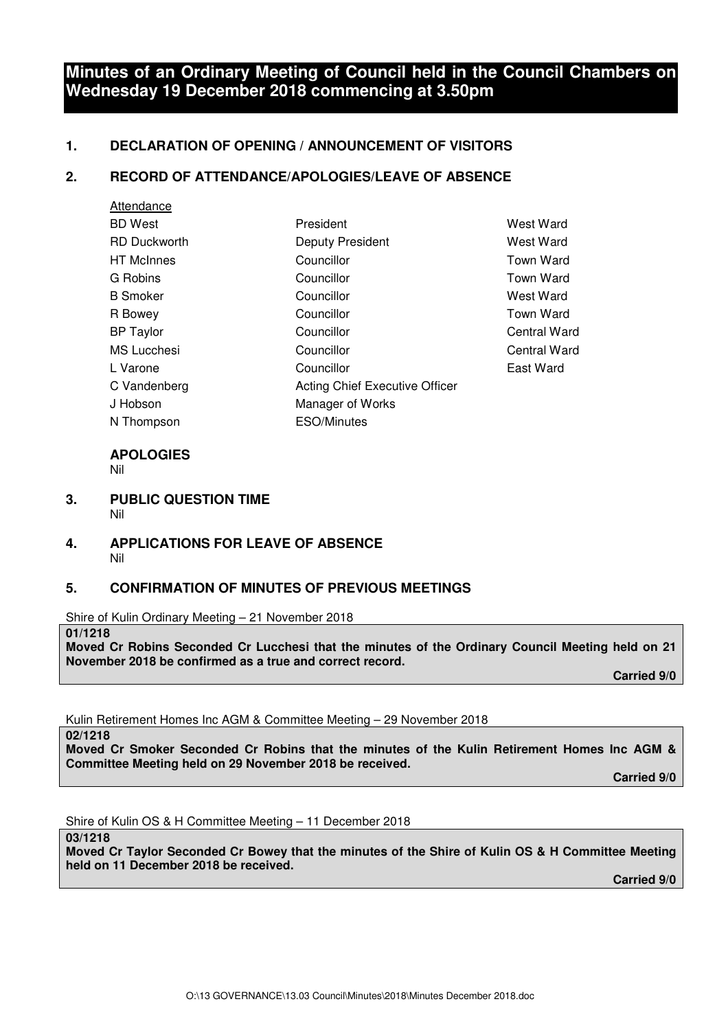# Minutes of an Ordinary Meeting of Council held in the Council Chambers on Wednesday 19 December 2018 commencing at 3.50pm

## 1. DECLARATION OF OPENING / ANNOUNCEMENT OF VISITORS

## 2. RECORD OF ATTENDANCE/APOLOGIES/LEAVE OF ABSENCE

Attendance

| | | |
|---|---|---|
| BD West | President | West Ward |
| RD Duckworth | Deputy President | West Ward |
| HT McInnes | Councillor | Town Ward |
| G Robins | Councillor | Town Ward |
| B Smoker | Councillor | West Ward |
| R Bowey | Councillor | Town Ward |
| BP Taylor | Councillor | Central Ward |
| MS Lucchesi | Councillor | Central Ward |
| L Varone | Councillor | East Ward |
| C Vandenberg | Acting Chief Executive Officer | |
| J Hobson | Manager of Works | |
| N Thompson | ESO/Minutes | |

**APOLOGIES**

Nil

## 3. PUBLIC QUESTION TIME

Nil

## 4. APPLICATIONS FOR LEAVE OF ABSENCE

Nil

## 5. CONFIRMATION OF MINUTES OF PREVIOUS MEETINGS

Shire of Kulin Ordinary Meeting – 21 November 2018

**01/1218**
**Moved Cr Robins Seconded Cr Lucchesi that the minutes of the Ordinary Council Meeting held on 21 November 2018 be confirmed as a true and correct record.**

**Carried 9/0**

Kulin Retirement Homes Inc AGM & Committee Meeting – 29 November 2018

**02/1218**
**Moved Cr Smoker Seconded Cr Robins that the minutes of the Kulin Retirement Homes Inc AGM & Committee Meeting held on 29 November 2018 be received.**

**Carried 9/0**

Shire of Kulin OS & H Committee Meeting – 11 December 2018

**03/1218**
**Moved Cr Taylor Seconded Cr Bowey that the minutes of the Shire of Kulin OS & H Committee Meeting held on 11 December 2018 be received.**

**Carried 9/0**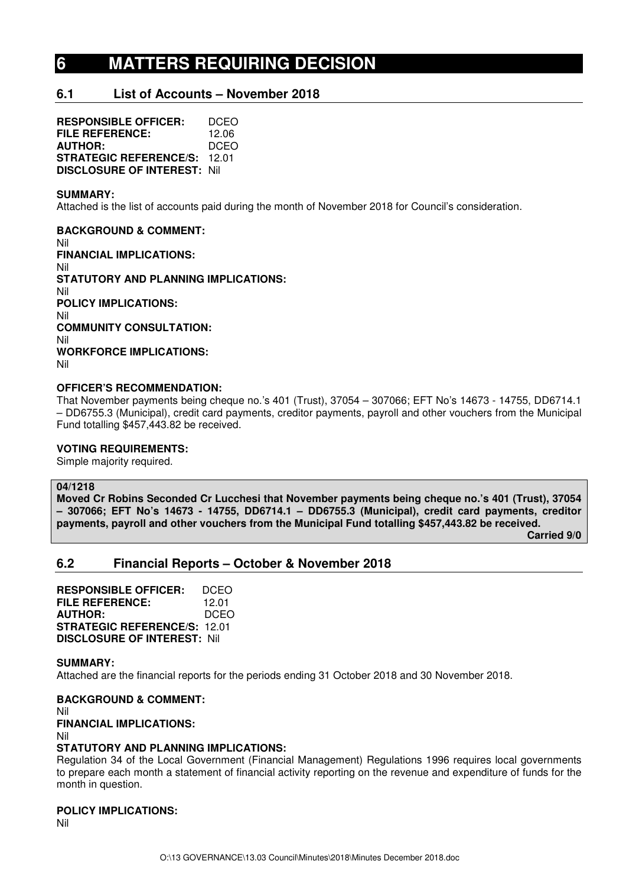# 6 MATTERS REQUIRING DECISION

## 6.1 List of Accounts – November 2018

**RESPONSIBLE OFFICER:** DCEO
**FILE REFERENCE:** 12.06
**AUTHOR:** DCEO
**STRATEGIC REFERENCE/S:** 12.01
**DISCLOSURE OF INTEREST:** Nil

**SUMMARY:**
Attached is the list of accounts paid during the month of November 2018 for Council's consideration.

**BACKGROUND & COMMENT:**
Nil
**FINANCIAL IMPLICATIONS:**
Nil
**STATUTORY AND PLANNING IMPLICATIONS:**
Nil
**POLICY IMPLICATIONS:**
Nil
**COMMUNITY CONSULTATION:**
Nil
**WORKFORCE IMPLICATIONS:**
Nil

**OFFICER'S RECOMMENDATION:**
That November payments being cheque no.'s 401 (Trust), 37054 – 307066; EFT No's 14673 - 14755, DD6714.1 – DD6755.3 (Municipal), credit card payments, creditor payments, payroll and other vouchers from the Municipal Fund totalling $457,443.82 be received.

**VOTING REQUIREMENTS:**
Simple majority required.

**04/1218**
**Moved Cr Robins Seconded Cr Lucchesi that November payments being cheque no.'s 401 (Trust), 37054 – 307066; EFT No's 14673 - 14755, DD6714.1 – DD6755.3 (Municipal), credit card payments, creditor payments, payroll and other vouchers from the Municipal Fund totalling $457,443.82 be received.**
**Carried 9/0**

## 6.2 Financial Reports – October & November 2018

**RESPONSIBLE OFFICER:** DCEO
**FILE REFERENCE:** 12.01
**AUTHOR:** DCEO
**STRATEGIC REFERENCE/S:** 12.01
**DISCLOSURE OF INTEREST:** Nil

**SUMMARY:**
Attached are the financial reports for the periods ending 31 October 2018 and 30 November 2018.

**BACKGROUND & COMMENT:**
Nil
**FINANCIAL IMPLICATIONS:**
Nil
**STATUTORY AND PLANNING IMPLICATIONS:**
Regulation 34 of the Local Government (Financial Management) Regulations 1996 requires local governments to prepare each month a statement of financial activity reporting on the revenue and expenditure of funds for the month in question.

**POLICY IMPLICATIONS:**
Nil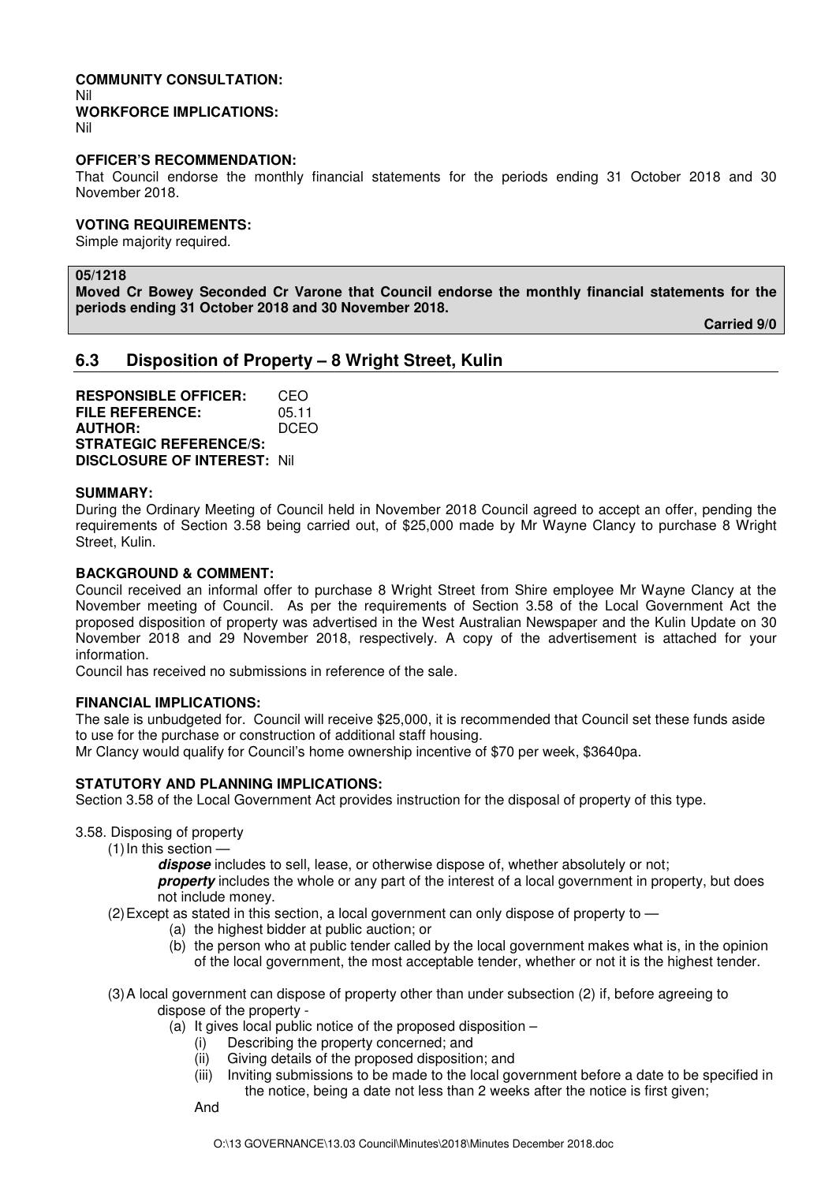**COMMUNITY CONSULTATION:**
Nil
**WORKFORCE IMPLICATIONS:**
Nil

**OFFICER'S RECOMMENDATION:**
That Council endorse the monthly financial statements for the periods ending 31 October 2018 and 30 November 2018.

**VOTING REQUIREMENTS:**
Simple majority required.

**05/1218**
**Moved Cr Bowey Seconded Cr Varone that Council endorse the monthly financial statements for the periods ending 31 October 2018 and 30 November 2018.**

**Carried 9/0**

## 6.3 Disposition of Property – 8 Wright Street, Kulin

**RESPONSIBLE OFFICER:** CEO
**FILE REFERENCE:** 05.11
**AUTHOR:** DCEO
**STRATEGIC REFERENCE/S:**
**DISCLOSURE OF INTEREST:** Nil

**SUMMARY:**
During the Ordinary Meeting of Council held in November 2018 Council agreed to accept an offer, pending the requirements of Section 3.58 being carried out, of $25,000 made by Mr Wayne Clancy to purchase 8 Wright Street, Kulin.

**BACKGROUND & COMMENT:**
Council received an informal offer to purchase 8 Wright Street from Shire employee Mr Wayne Clancy at the November meeting of Council. As per the requirements of Section 3.58 of the Local Government Act the proposed disposition of property was advertised in the West Australian Newspaper and the Kulin Update on 30 November 2018 and 29 November 2018, respectively. A copy of the advertisement is attached for your information.
Council has received no submissions in reference of the sale.

**FINANCIAL IMPLICATIONS:**
The sale is unbudgeted for. Council will receive $25,000, it is recommended that Council set these funds aside to use for the purchase or construction of additional staff housing.
Mr Clancy would qualify for Council's home ownership incentive of $70 per week, $3640pa.

**STATUTORY AND PLANNING IMPLICATIONS:**
Section 3.58 of the Local Government Act provides instruction for the disposal of property of this type.

3.58. Disposing of property

(1) In this section —

***dispose*** includes to sell, lease, or otherwise dispose of, whether absolutely or not;

***property*** includes the whole or any part of the interest of a local government in property, but does not include money.

(2) Except as stated in this section, a local government can only dispose of property to —

(a) the highest bidder at public auction; or

(b) the person who at public tender called by the local government makes what is, in the opinion of the local government, the most acceptable tender, whether or not it is the highest tender.

(3) A local government can dispose of property other than under subsection (2) if, before agreeing to dispose of the property -

(a) It gives local public notice of the proposed disposition –

(i) Describing the property concerned; and

(ii) Giving details of the proposed disposition; and

(iii) Inviting submissions to be made to the local government before a date to be specified in the notice, being a date not less than 2 weeks after the notice is first given;

And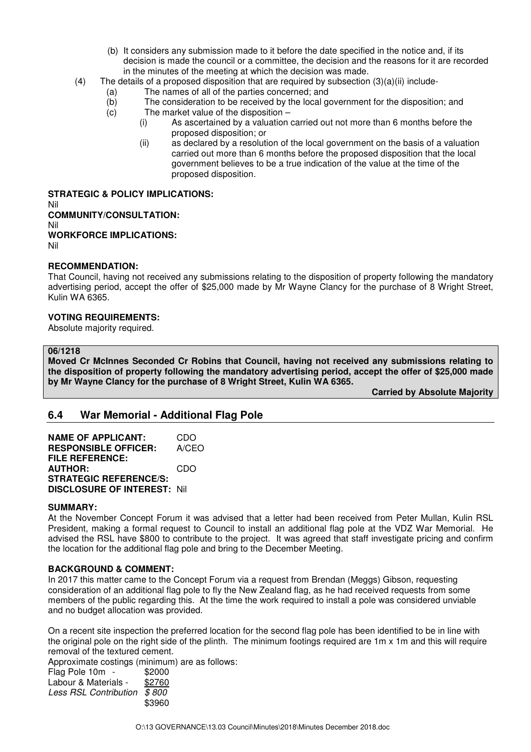(b) It considers any submission made to it before the date specified in the notice and, if its decision is made the council or a committee, the decision and the reasons for it are recorded in the minutes of the meeting at which the decision was made.

(4) The details of a proposed disposition that are required by subsection (3)(a)(ii) include-
  (a) The names of all of the parties concerned; and
  (b) The consideration to be received by the local government for the disposition; and
  (c) The market value of the disposition –
    (i) As ascertained by a valuation carried out not more than 6 months before the proposed disposition; or
    (ii) as declared by a resolution of the local government on the basis of a valuation carried out more than 6 months before the proposed disposition that the local government believes to be a true indication of the value at the time of the proposed disposition.

**STRATEGIC & POLICY IMPLICATIONS:**
Nil

**COMMUNITY/CONSULTATION:**
Nil

**WORKFORCE IMPLICATIONS:**
Nil

**RECOMMENDATION:**
That Council, having not received any submissions relating to the disposition of property following the mandatory advertising period, accept the offer of $25,000 made by Mr Wayne Clancy for the purchase of 8 Wright Street, Kulin WA 6365.

**VOTING REQUIREMENTS:**
Absolute majority required.

**06/1218**
**Moved Cr McInnes Seconded Cr Robins that Council, having not received any submissions relating to the disposition of property following the mandatory advertising period, accept the offer of $25,000 made by Mr Wayne Clancy for the purchase of 8 Wright Street, Kulin WA 6365.**

**Carried by Absolute Majority**

## 6.4 War Memorial - Additional Flag Pole

**NAME OF APPLICANT:** CDO
**RESPONSIBLE OFFICER:** A/CEO
**FILE REFERENCE:**
**AUTHOR:** CDO
**STRATEGIC REFERENCE/S:**
**DISCLOSURE OF INTEREST:** Nil

**SUMMARY:**
At the November Concept Forum it was advised that a letter had been received from Peter Mullan, Kulin RSL President, making a formal request to Council to install an additional flag pole at the VDZ War Memorial. He advised the RSL have $800 to contribute to the project. It was agreed that staff investigate pricing and confirm the location for the additional flag pole and bring to the December Meeting.

**BACKGROUND & COMMENT:**
In 2017 this matter came to the Concept Forum via a request from Brendan (Meggs) Gibson, requesting consideration of an additional flag pole to fly the New Zealand flag, as he had received requests from some members of the public regarding this. At the time the work required to install a pole was considered unviable and no budget allocation was provided.

On a recent site inspection the preferred location for the second flag pole has been identified to be in line with the original pole on the right side of the plinth. The minimum footings required are 1m x 1m and this will require removal of the textured cement.

Approximate costings (minimum) are as follows:

| | |
|---|---|
| Flag Pole 10m - | $2000 |
| Labour & Materials - | $2760 |
| *Less RSL Contribution* | *$ 800* |
| | $3960 |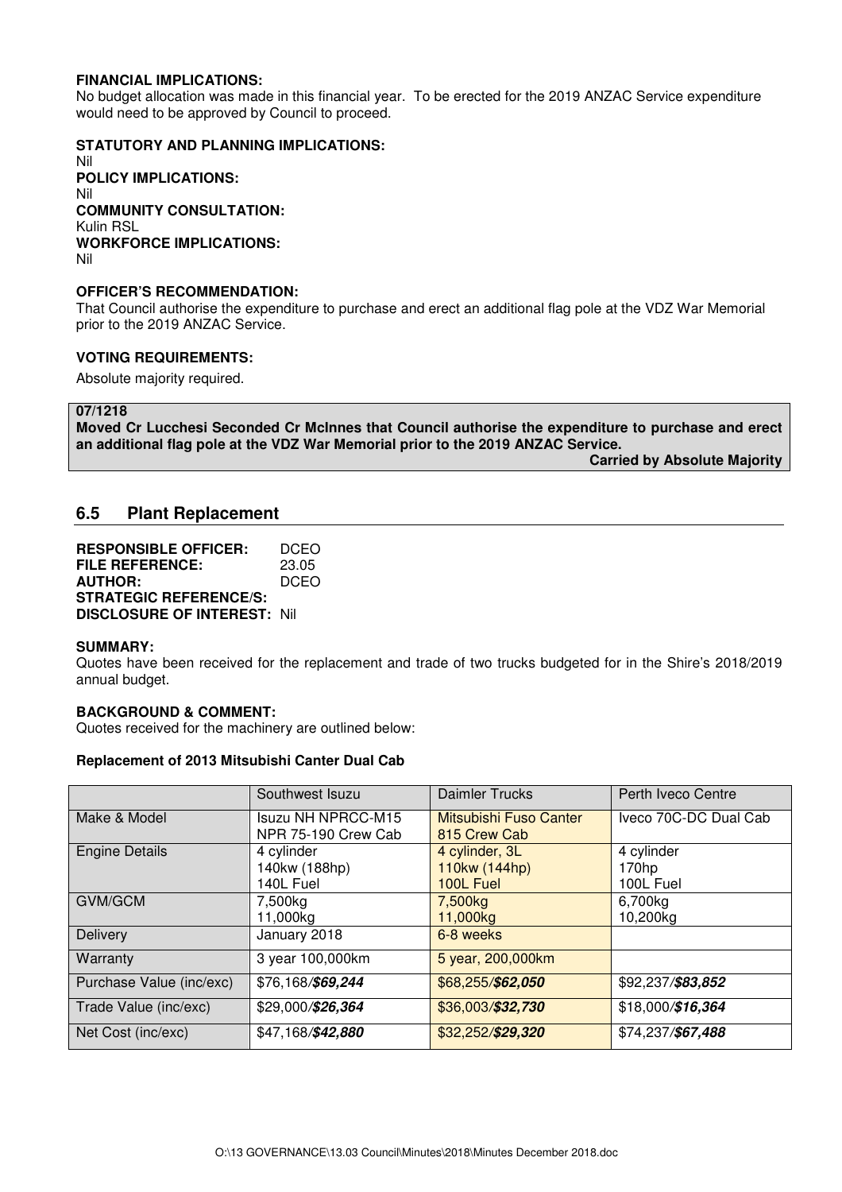**FINANCIAL IMPLICATIONS:**
No budget allocation was made in this financial year. To be erected for the 2019 ANZAC Service expenditure would need to be approved by Council to proceed.

**STATUTORY AND PLANNING IMPLICATIONS:**
Nil
**POLICY IMPLICATIONS:**
Nil
**COMMUNITY CONSULTATION:**
Kulin RSL
**WORKFORCE IMPLICATIONS:**
Nil

**OFFICER'S RECOMMENDATION:**
That Council authorise the expenditure to purchase and erect an additional flag pole at the VDZ War Memorial prior to the 2019 ANZAC Service.

**VOTING REQUIREMENTS:**

Absolute majority required.

**07/1218**
**Moved Cr Lucchesi Seconded Cr McInnes that Council authorise the expenditure to purchase and erect an additional flag pole at the VDZ War Memorial prior to the 2019 ANZAC Service.**
**Carried by Absolute Majority**

## 6.5 Plant Replacement

**RESPONSIBLE OFFICER:** DCEO
**FILE REFERENCE:** 23.05
**AUTHOR:** DCEO
**STRATEGIC REFERENCE/S:**
**DISCLOSURE OF INTEREST:** Nil

**SUMMARY:**
Quotes have been received for the replacement and trade of two trucks budgeted for in the Shire's 2018/2019 annual budget.

**BACKGROUND & COMMENT:**
Quotes received for the machinery are outlined below:

**Replacement of 2013 Mitsubishi Canter Dual Cab**

| | Southwest Isuzu | Daimler Trucks | Perth Iveco Centre |
|---|---|---|---|
| Make & Model | Isuzu NH NPRCC-M15 NPR 75-190 Crew Cab | Mitsubishi Fuso Canter 815 Crew Cab | Iveco 70C-DC Dual Cab |
| Engine Details | 4 cylinder<br>140kw (188hp)<br>140L Fuel | 4 cylinder, 3L<br>110kw (144hp)<br>100L Fuel | 4 cylinder<br>170hp<br>100L Fuel |
| GVM/GCM | 7,500kg<br>11,000kg | 7,500kg<br>11,000kg | 6,700kg<br>10,200kg |
| Delivery | January 2018 | 6-8 weeks | |
| Warranty | 3 year 100,000km | 5 year, 200,000km | |
| Purchase Value (inc/exc) | $76,168/***$69,244*** | $68,255/***$62,050*** | $92,237/***$83,852*** |
| Trade Value (inc/exc) | $29,000/***$26,364*** | $36,003/***$32,730*** | $18,000/***$16,364*** |
| Net Cost (inc/exc) | $47,168/***$42,880*** | $32,252/***$29,320*** | $74,237/***$67,488*** |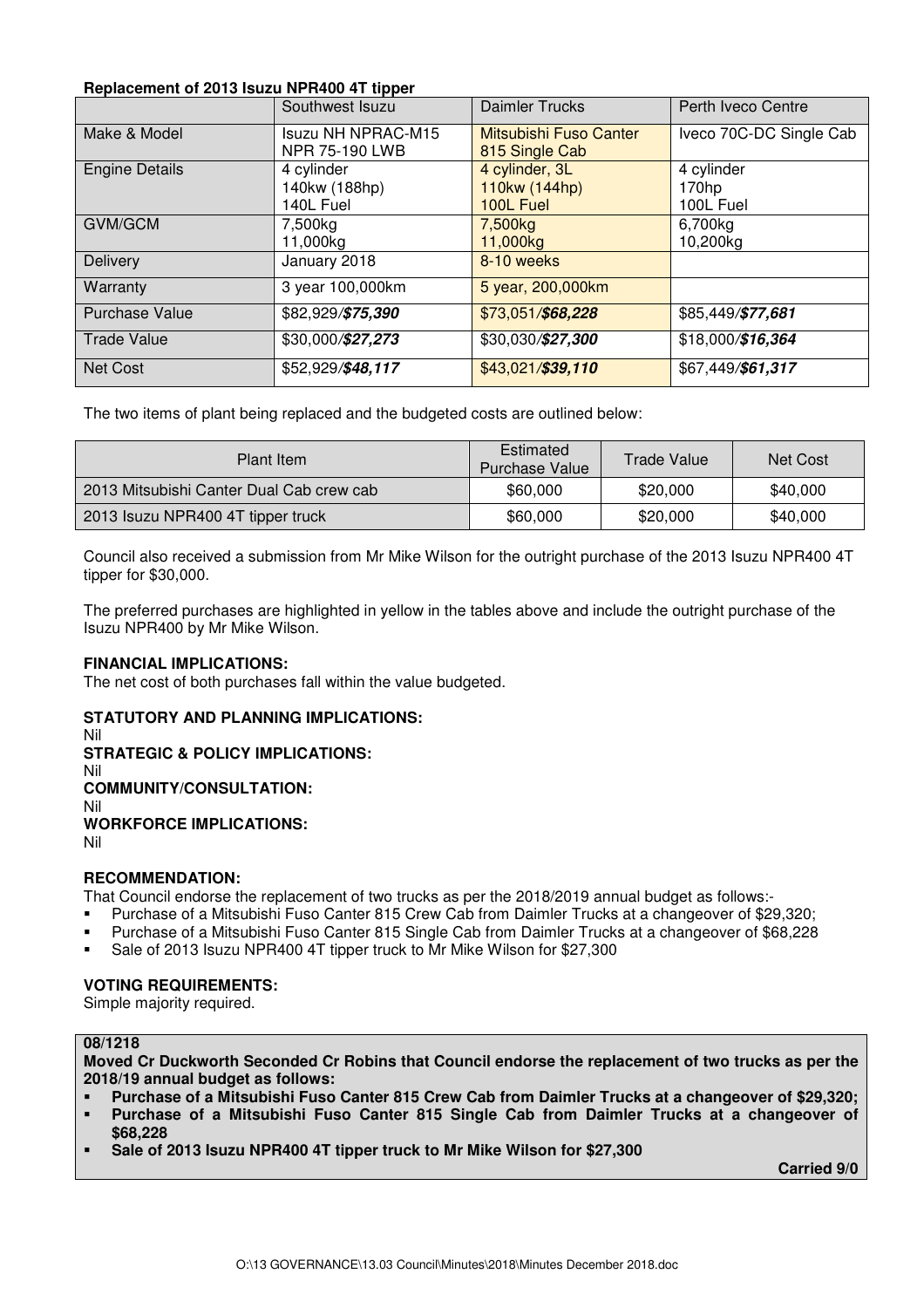**Replacement of 2013 Isuzu NPR400 4T tipper**

| | Southwest Isuzu | Daimler Trucks | Perth Iveco Centre |
|---|---|---|---|
| Make & Model | Isuzu NH NPRAC-M15 NPR 75-190 LWB | Mitsubishi Fuso Canter 815 Single Cab | Iveco 70C-DC Single Cab |
| Engine Details | 4 cylinder<br>140kw (188hp)<br>140L Fuel | 4 cylinder, 3L<br>110kw (144hp)<br>100L Fuel | 4 cylinder<br>170hp<br>100L Fuel |
| GVM/GCM | 7,500kg<br>11,000kg | 7,500kg<br>11,000kg | 6,700kg<br>10,200kg |
| Delivery | January 2018 | 8-10 weeks | |
| Warranty | 3 year 100,000km | 5 year, 200,000km | |
| Purchase Value | $82,929/***$75,390*** | $73,051/***$68,228*** | $85,449/***$77,681*** |
| Trade Value | $30,000/***$27,273*** | $30,030/***$27,300*** | $18,000/***$16,364*** |
| Net Cost | $52,929/***$48,117*** | $43,021/***$39,110*** | $67,449/***$61,317*** |

The two items of plant being replaced and the budgeted costs are outlined below:

| Plant Item | Estimated Purchase Value | Trade Value | Net Cost |
|---|---|---|---|
| 2013 Mitsubishi Canter Dual Cab crew cab | $60,000 | $20,000 | $40,000 |
| 2013 Isuzu NPR400 4T tipper truck | $60,000 | $20,000 | $40,000 |

Council also received a submission from Mr Mike Wilson for the outright purchase of the 2013 Isuzu NPR400 4T tipper for $30,000.

The preferred purchases are highlighted in yellow in the tables above and include the outright purchase of the Isuzu NPR400 by Mr Mike Wilson.

**FINANCIAL IMPLICATIONS:**
The net cost of both purchases fall within the value budgeted.

**STATUTORY AND PLANNING IMPLICATIONS:**
Nil
**STRATEGIC & POLICY IMPLICATIONS:**
Nil
**COMMUNITY/CONSULTATION:**
Nil
**WORKFORCE IMPLICATIONS:**
Nil

**RECOMMENDATION:**
That Council endorse the replacement of two trucks as per the 2018/2019 annual budget as follows:-

- Purchase of a Mitsubishi Fuso Canter 815 Crew Cab from Daimler Trucks at a changeover of $29,320;
- Purchase of a Mitsubishi Fuso Canter 815 Single Cab from Daimler Trucks at a changeover of $68,228
- Sale of 2013 Isuzu NPR400 4T tipper truck to Mr Mike Wilson for $27,300

**VOTING REQUIREMENTS:**
Simple majority required.

**08/1218**
**Moved Cr Duckworth Seconded Cr Robins that Council endorse the replacement of two trucks as per the 2018/19 annual budget as follows:**

- **Purchase of a Mitsubishi Fuso Canter 815 Crew Cab from Daimler Trucks at a changeover of $29,320;**
- **Purchase of a Mitsubishi Fuso Canter 815 Single Cab from Daimler Trucks at a changeover of $68,228**
- **Sale of 2013 Isuzu NPR400 4T tipper truck to Mr Mike Wilson for $27,300**

**Carried 9/0**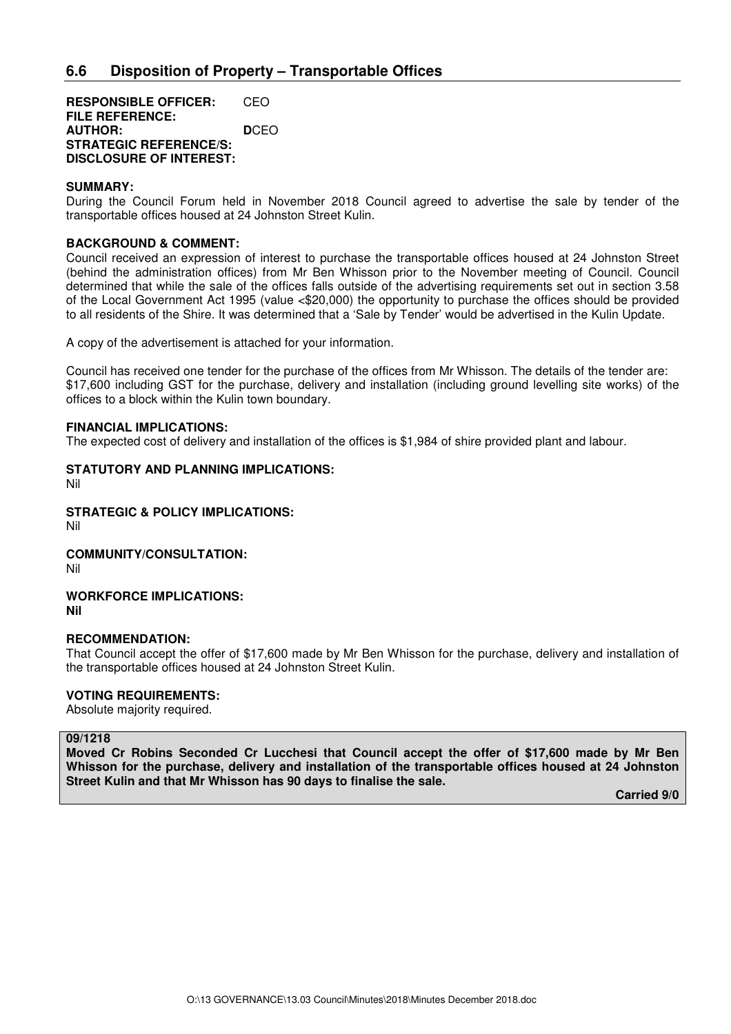## 6.6 Disposition of Property – Transportable Offices

**RESPONSIBLE OFFICER:** CEO
**FILE REFERENCE:**
**AUTHOR:** **D**CEO
**STRATEGIC REFERENCE/S:**
**DISCLOSURE OF INTEREST:**

**SUMMARY:**
During the Council Forum held in November 2018 Council agreed to advertise the sale by tender of the transportable offices housed at 24 Johnston Street Kulin.

**BACKGROUND & COMMENT:**
Council received an expression of interest to purchase the transportable offices housed at 24 Johnston Street (behind the administration offices) from Mr Ben Whisson prior to the November meeting of Council. Council determined that while the sale of the offices falls outside of the advertising requirements set out in section 3.58 of the Local Government Act 1995 (value <$20,000) the opportunity to purchase the offices should be provided to all residents of the Shire. It was determined that a 'Sale by Tender' would be advertised in the Kulin Update.

A copy of the advertisement is attached for your information.

Council has received one tender for the purchase of the offices from Mr Whisson. The details of the tender are: $17,600 including GST for the purchase, delivery and installation (including ground levelling site works) of the offices to a block within the Kulin town boundary.

**FINANCIAL IMPLICATIONS:**
The expected cost of delivery and installation of the offices is $1,984 of shire provided plant and labour.

**STATUTORY AND PLANNING IMPLICATIONS:**
Nil

**STRATEGIC & POLICY IMPLICATIONS:**
Nil

**COMMUNITY/CONSULTATION:**
Nil

**WORKFORCE IMPLICATIONS:**
**Nil**

**RECOMMENDATION:**
That Council accept the offer of $17,600 made by Mr Ben Whisson for the purchase, delivery and installation of the transportable offices housed at 24 Johnston Street Kulin.

**VOTING REQUIREMENTS:**
Absolute majority required.

**09/1218**
**Moved Cr Robins Seconded Cr Lucchesi that Council accept the offer of $17,600 made by Mr Ben Whisson for the purchase, delivery and installation of the transportable offices housed at 24 Johnston Street Kulin and that Mr Whisson has 90 days to finalise the sale.**

**Carried 9/0**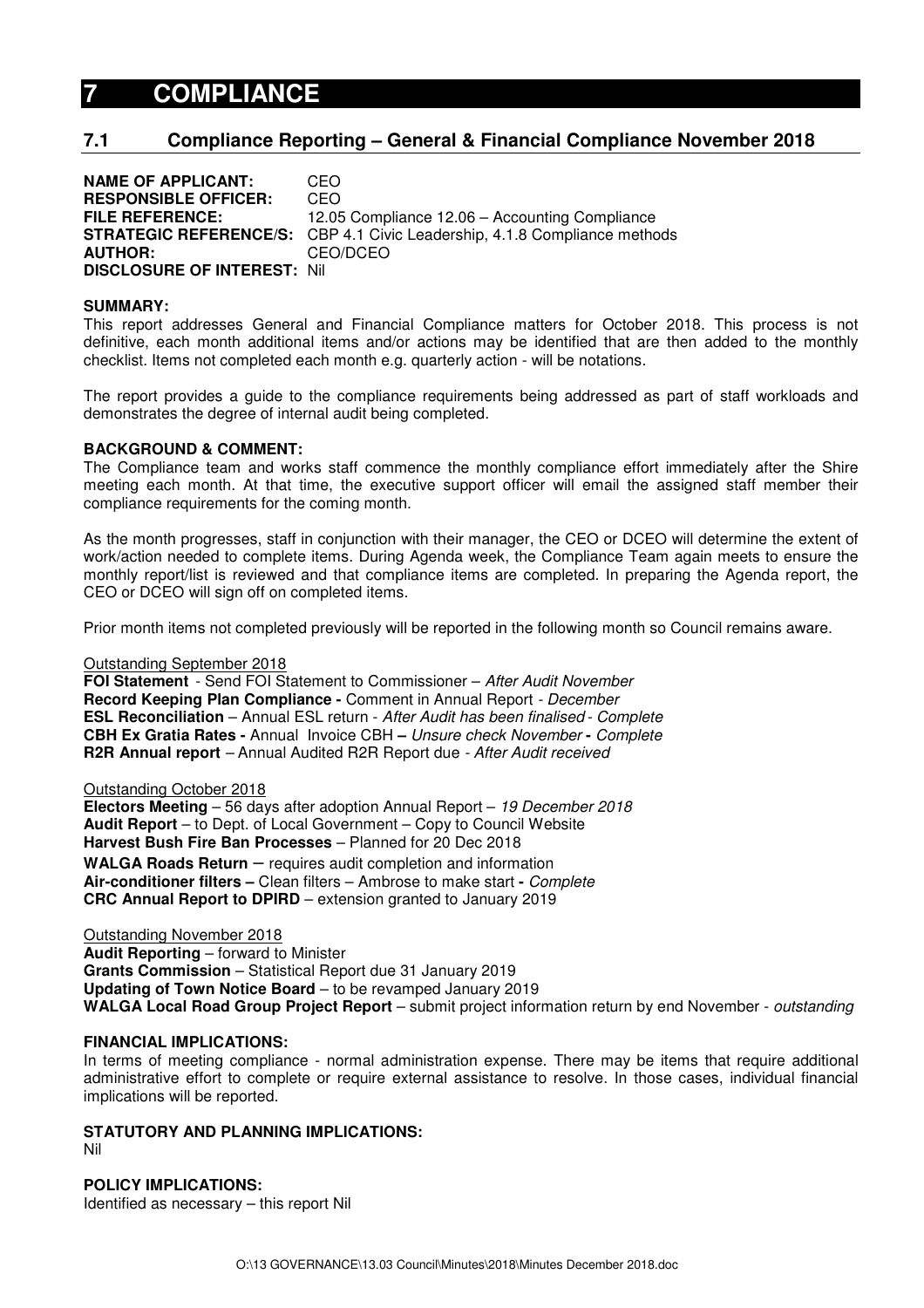# 7 COMPLIANCE

## 7.1 Compliance Reporting – General & Financial Compliance November 2018

**NAME OF APPLICANT:** CEO
**RESPONSIBLE OFFICER:** CEO
**FILE REFERENCE:** 12.05 Compliance 12.06 – Accounting Compliance
**STRATEGIC REFERENCE/S:** CBP 4.1 Civic Leadership, 4.1.8 Compliance methods
**AUTHOR:** CEO/DCEO
**DISCLOSURE OF INTEREST:** Nil

**SUMMARY:**

This report addresses General and Financial Compliance matters for October 2018. This process is not definitive, each month additional items and/or actions may be identified that are then added to the monthly checklist. Items not completed each month e.g. quarterly action - will be notations.

The report provides a guide to the compliance requirements being addressed as part of staff workloads and demonstrates the degree of internal audit being completed.

**BACKGROUND & COMMENT:**

The Compliance team and works staff commence the monthly compliance effort immediately after the Shire meeting each month. At that time, the executive support officer will email the assigned staff member their compliance requirements for the coming month.

As the month progresses, staff in conjunction with their manager, the CEO or DCEO will determine the extent of work/action needed to complete items. During Agenda week, the Compliance Team again meets to ensure the monthly report/list is reviewed and that compliance items are completed. In preparing the Agenda report, the CEO or DCEO will sign off on completed items.

Prior month items not completed previously will be reported in the following month so Council remains aware.

Outstanding September 2018

**FOI Statement** - Send FOI Statement to Commissioner – *After Audit November*
**Record Keeping Plan Compliance -** Comment in Annual Report - *December*
**ESL Reconciliation** – Annual ESL return - *After Audit has been finalised - Complete*
**CBH Ex Gratia Rates -** Annual Invoice CBH **–** *Unsure check November* **-** *Complete*
**R2R Annual report** – Annual Audited R2R Report due - *After Audit received*

Outstanding October 2018

**Electors Meeting** – 56 days after adoption Annual Report – *19 December 2018*
**Audit Report** – to Dept. of Local Government – Copy to Council Website
**Harvest Bush Fire Ban Processes** – Planned for 20 Dec 2018
**WALGA Roads Return** – requires audit completion and information
**Air-conditioner filters –** Clean filters – Ambrose to make start **-** *Complete*
**CRC Annual Report to DPIRD** – extension granted to January 2019

Outstanding November 2018

**Audit Reporting** – forward to Minister
**Grants Commission** – Statistical Report due 31 January 2019
**Updating of Town Notice Board** – to be revamped January 2019
**WALGA Local Road Group Project Report** – submit project information return by end November - *outstanding*

**FINANCIAL IMPLICATIONS:**

In terms of meeting compliance - normal administration expense. There may be items that require additional administrative effort to complete or require external assistance to resolve. In those cases, individual financial implications will be reported.

**STATUTORY AND PLANNING IMPLICATIONS:**

Nil

**POLICY IMPLICATIONS:**

Identified as necessary – this report Nil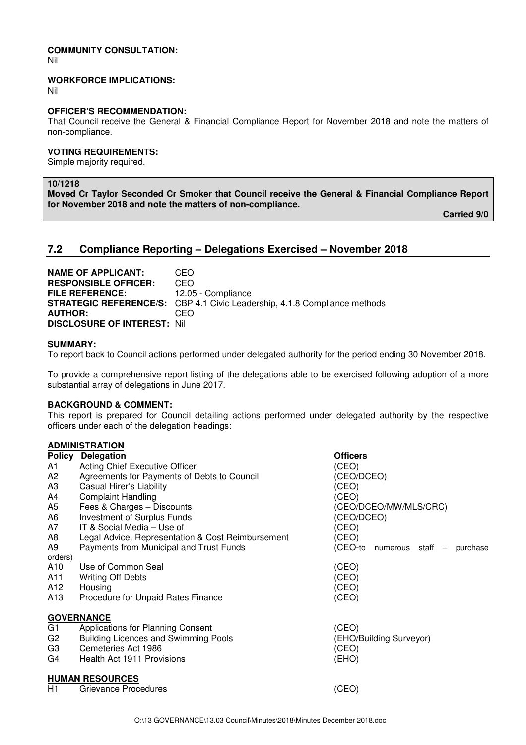**COMMUNITY CONSULTATION:**
Nil

**WORKFORCE IMPLICATIONS:**
Nil

**OFFICER'S RECOMMENDATION:**
That Council receive the General & Financial Compliance Report for November 2018 and note the matters of non-compliance.

**VOTING REQUIREMENTS:**
Simple majority required.

**10/1218**
**Moved Cr Taylor Seconded Cr Smoker that Council receive the General & Financial Compliance Report for November 2018 and note the matters of non-compliance.**
**Carried 9/0**

## 7.2 Compliance Reporting – Delegations Exercised – November 2018

**NAME OF APPLICANT:** CEO
**RESPONSIBLE OFFICER:** CEO
**FILE REFERENCE:** 12.05 - Compliance
**STRATEGIC REFERENCE/S:** CBP 4.1 Civic Leadership, 4.1.8 Compliance methods
**AUTHOR:** CEO
**DISCLOSURE OF INTEREST:** Nil

**SUMMARY:**
To report back to Council actions performed under delegated authority for the period ending 30 November 2018.

To provide a comprehensive report listing of the delegations able to be exercised following adoption of a more substantial array of delegations in June 2017.

**BACKGROUND & COMMENT:**
This report is prepared for Council detailing actions performed under delegated authority by the respective officers under each of the delegation headings:

**ADMINISTRATION**

| Policy | Delegation | Officers |
|---|---|---|
| A1 | Acting Chief Executive Officer | (CEO) |
| A2 | Agreements for Payments of Debts to Council | (CEO/DCEO) |
| A3 | Casual Hirer's Liability | (CEO) |
| A4 | Complaint Handling | (CEO) |
| A5 | Fees & Charges – Discounts | (CEO/DCEO/MW/MLS/CRC) |
| A6 | Investment of Surplus Funds | (CEO/DCEO) |
| A7 | IT & Social Media – Use of | (CEO) |
| A8 | Legal Advice, Representation & Cost Reimbursement | (CEO) |
| A9 | Payments from Municipal and Trust Funds | (CEO-to numerous staff – purchase orders) |
| A10 | Use of Common Seal | (CEO) |
| A11 | Writing Off Debts | (CEO) |
| A12 | Housing | (CEO) |
| A13 | Procedure for Unpaid Rates Finance | (CEO) |

**GOVERNANCE**

| | | |
|---|---|---|
| G1 | Applications for Planning Consent | (CEO) |
| G2 | Building Licences and Swimming Pools | (EHO/Building Surveyor) |
| G3 | Cemeteries Act 1986 | (CEO) |
| G4 | Health Act 1911 Provisions | (EHO) |

**HUMAN RESOURCES**

| | | |
|---|---|---|
| H1 | Grievance Procedures | (CEO) |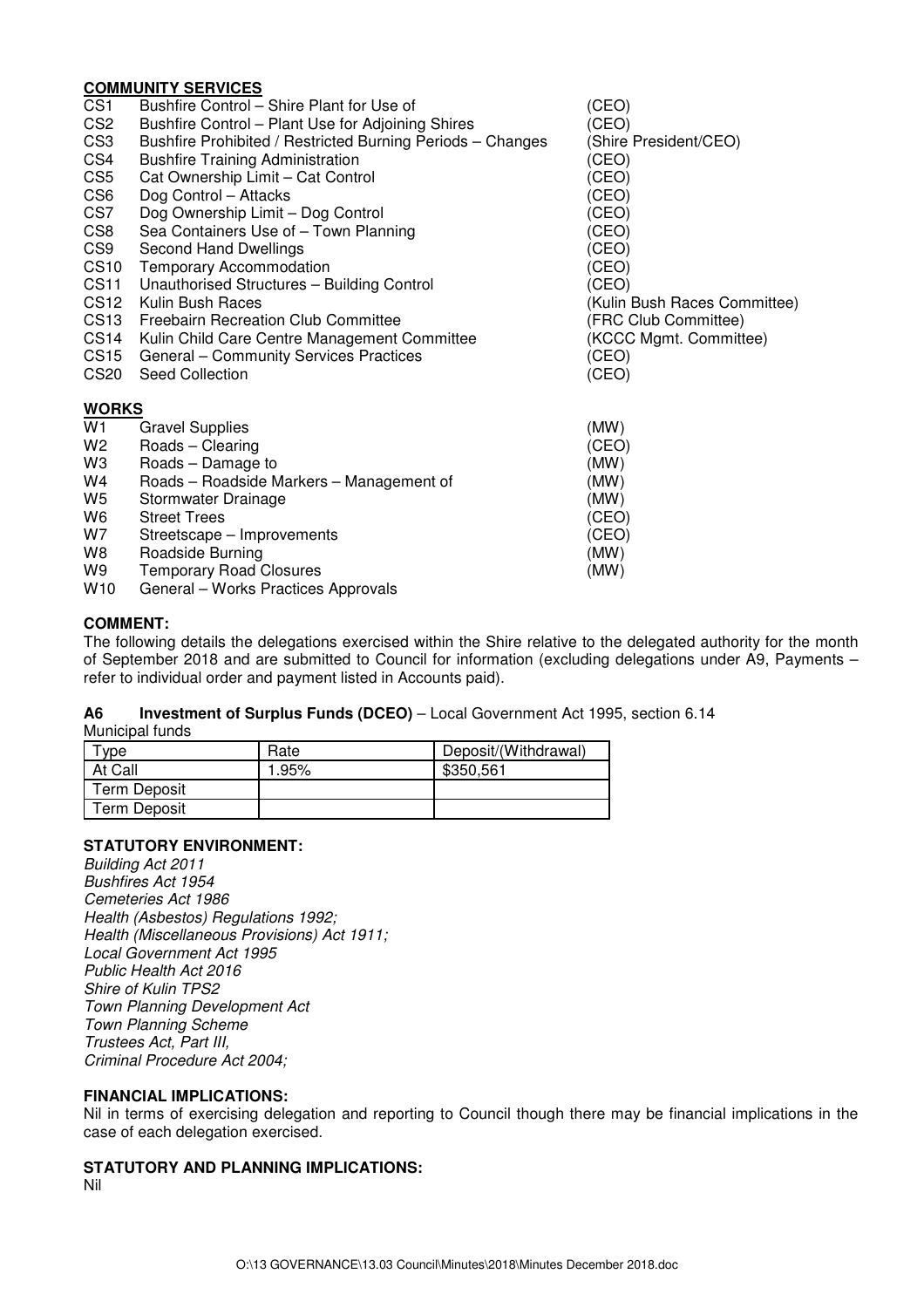**COMMUNITY SERVICES**

| | | |
|---|---|---|
| CS1 | Bushfire Control – Shire Plant for Use of | (CEO) |
| CS2 | Bushfire Control – Plant Use for Adjoining Shires | (CEO) |
| CS3 | Bushfire Prohibited / Restricted Burning Periods – Changes | (Shire President/CEO) |
| CS4 | Bushfire Training Administration | (CEO) |
| CS5 | Cat Ownership Limit – Cat Control | (CEO) |
| CS6 | Dog Control – Attacks | (CEO) |
| CS7 | Dog Ownership Limit – Dog Control | (CEO) |
| CS8 | Sea Containers Use of – Town Planning | (CEO) |
| CS9 | Second Hand Dwellings | (CEO) |
| CS10 | Temporary Accommodation | (CEO) |
| CS11 | Unauthorised Structures – Building Control | (CEO) |
| CS12 | Kulin Bush Races | (Kulin Bush Races Committee) |
| CS13 | Freebairn Recreation Club Committee | (FRC Club Committee) |
| CS14 | Kulin Child Care Centre Management Committee | (KCCC Mgmt. Committee) |
| CS15 | General – Community Services Practices | (CEO) |
| CS20 | Seed Collection | (CEO) |

**WORKS**

| | | |
|---|---|---|
| W1 | Gravel Supplies | (MW) |
| W2 | Roads – Clearing | (CEO) |
| W3 | Roads – Damage to | (MW) |
| W4 | Roads – Roadside Markers – Management of | (MW) |
| W5 | Stormwater Drainage | (MW) |
| W6 | Street Trees | (CEO) |
| W7 | Streetscape – Improvements | (CEO) |
| W8 | Roadside Burning | (MW) |
| W9 | Temporary Road Closures | (MW) |
| W10 | General – Works Practices Approvals | |

**COMMENT:**

The following details the delegations exercised within the Shire relative to the delegated authority for the month of September 2018 and are submitted to Council for information (excluding delegations under A9, Payments – refer to individual order and payment listed in Accounts paid).

**A6 Investment of Surplus Funds (DCEO)** – Local Government Act 1995, section 6.14

Municipal funds

| Type | Rate | Deposit/(Withdrawal) |
|---|---|---|
| At Call | 1.95% | $350,561 |
| Term Deposit | | |
| Term Deposit | | |

**STATUTORY ENVIRONMENT:**

*Building Act 2011*
*Bushfires Act 1954*
*Cemeteries Act 1986*
*Health (Asbestos) Regulations 1992;*
*Health (Miscellaneous Provisions) Act 1911;*
*Local Government Act 1995*
*Public Health Act 2016*
*Shire of Kulin TPS2*
*Town Planning Development Act*
*Town Planning Scheme*
*Trustees Act, Part III,*
*Criminal Procedure Act 2004;*

**FINANCIAL IMPLICATIONS:**

Nil in terms of exercising delegation and reporting to Council though there may be financial implications in the case of each delegation exercised.

**STATUTORY AND PLANNING IMPLICATIONS:**

Nil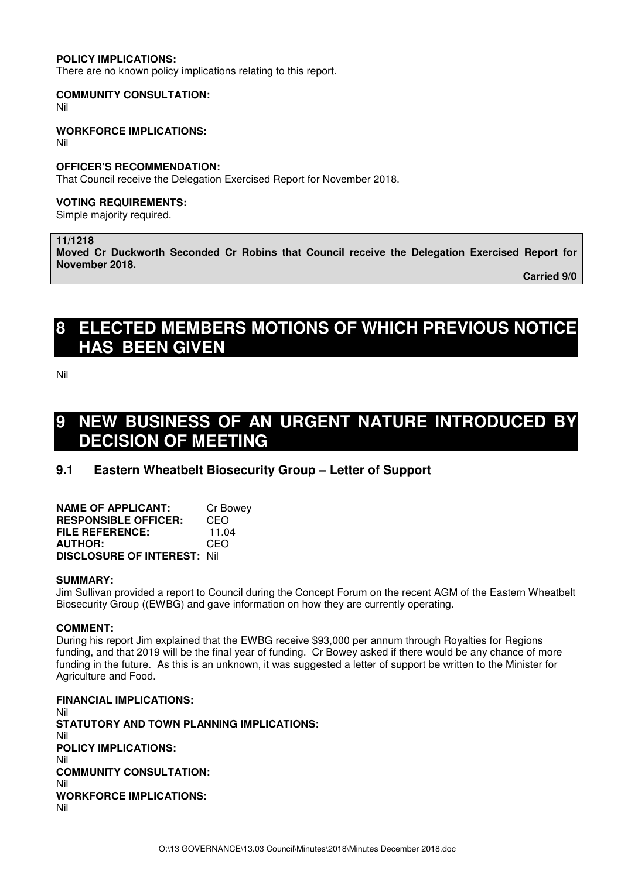**POLICY IMPLICATIONS:**
There are no known policy implications relating to this report.

**COMMUNITY CONSULTATION:**
Nil

**WORKFORCE IMPLICATIONS:**
Nil

**OFFICER'S RECOMMENDATION:**
That Council receive the Delegation Exercised Report for November 2018.

**VOTING REQUIREMENTS:**
Simple majority required.

**11/1218**
**Moved Cr Duckworth Seconded Cr Robins that Council receive the Delegation Exercised Report for November 2018.**

**Carried 9/0**

# 8 ELECTED MEMBERS MOTIONS OF WHICH PREVIOUS NOTICE HAS BEEN GIVEN

Nil

# 9 NEW BUSINESS OF AN URGENT NATURE INTRODUCED BY DECISION OF MEETING

## 9.1 Eastern Wheatbelt Biosecurity Group – Letter of Support

**NAME OF APPLICANT:** Cr Bowey
**RESPONSIBLE OFFICER:** CEO
**FILE REFERENCE:** 11.04
**AUTHOR:** CEO
**DISCLOSURE OF INTEREST:** Nil

**SUMMARY:**
Jim Sullivan provided a report to Council during the Concept Forum on the recent AGM of the Eastern Wheatbelt Biosecurity Group ((EWBG) and gave information on how they are currently operating.

**COMMENT:**
During his report Jim explained that the EWBG receive $93,000 per annum through Royalties for Regions funding, and that 2019 will be the final year of funding. Cr Bowey asked if there would be any chance of more funding in the future. As this is an unknown, it was suggested a letter of support be written to the Minister for Agriculture and Food.

**FINANCIAL IMPLICATIONS:**
Nil
**STATUTORY AND TOWN PLANNING IMPLICATIONS:**
Nil
**POLICY IMPLICATIONS:**
Nil
**COMMUNITY CONSULTATION:**
Nil
**WORKFORCE IMPLICATIONS:**
Nil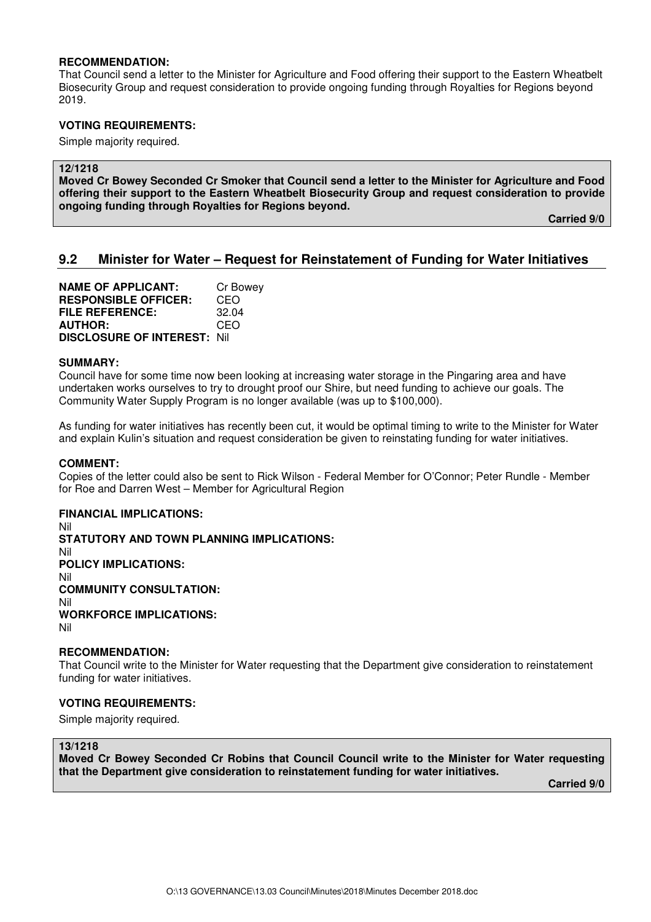**RECOMMENDATION:**
That Council send a letter to the Minister for Agriculture and Food offering their support to the Eastern Wheatbelt Biosecurity Group and request consideration to provide ongoing funding through Royalties for Regions beyond 2019.

**VOTING REQUIREMENTS:**

Simple majority required.

**12/1218**
**Moved Cr Bowey Seconded Cr Smoker that Council send a letter to the Minister for Agriculture and Food offering their support to the Eastern Wheatbelt Biosecurity Group and request consideration to provide ongoing funding through Royalties for Regions beyond.**

**Carried 9/0**

## 9.2 Minister for Water – Request for Reinstatement of Funding for Water Initiatives

**NAME OF APPLICANT:** Cr Bowey
**RESPONSIBLE OFFICER:** CEO
**FILE REFERENCE:** 32.04
**AUTHOR:** CEO
**DISCLOSURE OF INTEREST:** Nil

**SUMMARY:**
Council have for some time now been looking at increasing water storage in the Pingaring area and have undertaken works ourselves to try to drought proof our Shire, but need funding to achieve our goals. The Community Water Supply Program is no longer available (was up to $100,000).

As funding for water initiatives has recently been cut, it would be optimal timing to write to the Minister for Water and explain Kulin's situation and request consideration be given to reinstating funding for water initiatives.

**COMMENT:**
Copies of the letter could also be sent to Rick Wilson - Federal Member for O'Connor; Peter Rundle - Member for Roe and Darren West – Member for Agricultural Region

**FINANCIAL IMPLICATIONS:**
Nil
**STATUTORY AND TOWN PLANNING IMPLICATIONS:**
Nil
**POLICY IMPLICATIONS:**
Nil
**COMMUNITY CONSULTATION:**
Nil
**WORKFORCE IMPLICATIONS:**
Nil

**RECOMMENDATION:**
That Council write to the Minister for Water requesting that the Department give consideration to reinstatement funding for water initiatives.

**VOTING REQUIREMENTS:**

Simple majority required.

**13/1218**
**Moved Cr Bowey Seconded Cr Robins that Council Council write to the Minister for Water requesting that the Department give consideration to reinstatement funding for water initiatives.**

**Carried 9/0**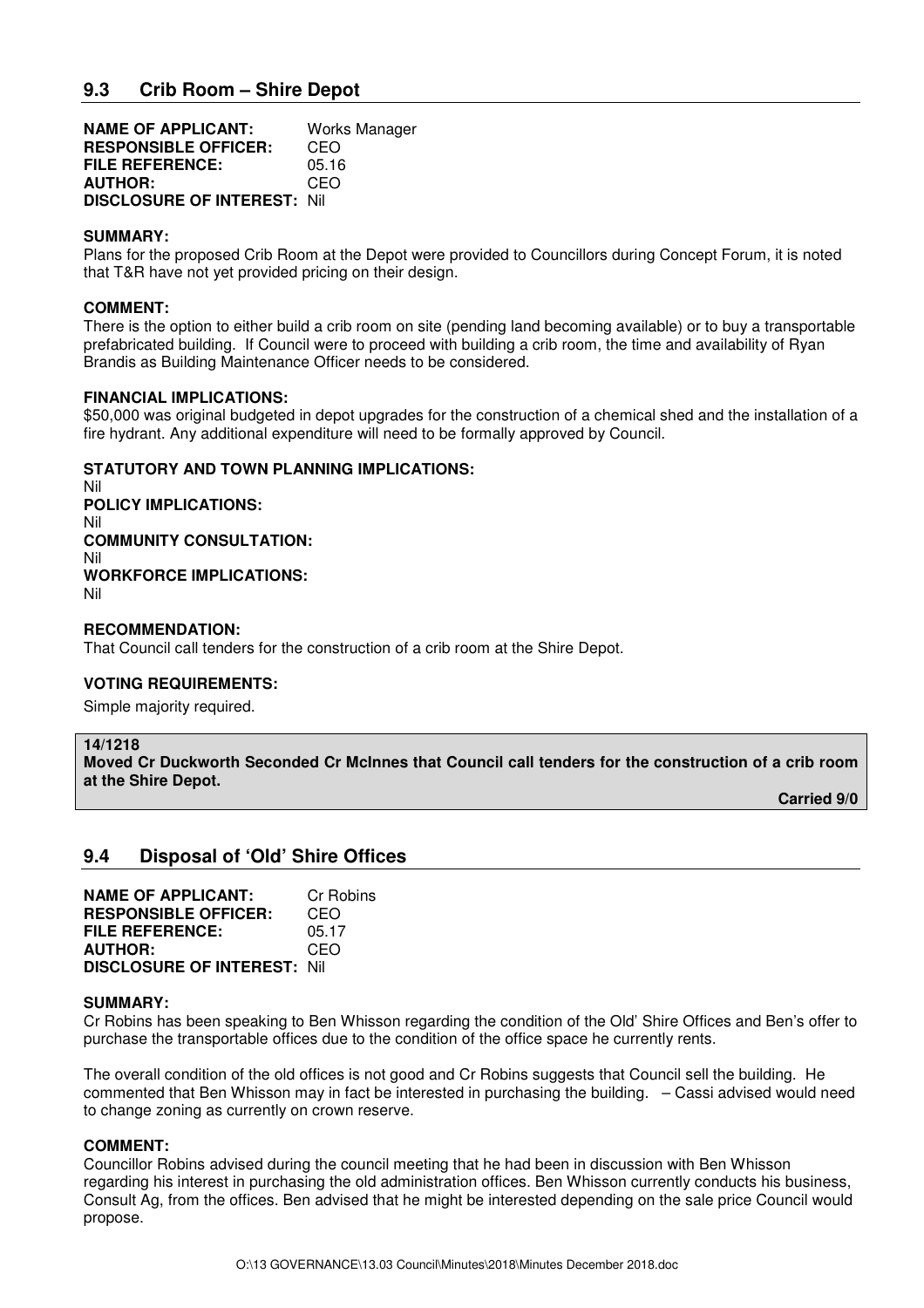## 9.3 Crib Room – Shire Depot

**NAME OF APPLICANT:** Works Manager
**RESPONSIBLE OFFICER:** CEO
**FILE REFERENCE:** 05.16
**AUTHOR:** CEO
**DISCLOSURE OF INTEREST:** Nil

**SUMMARY:**
Plans for the proposed Crib Room at the Depot were provided to Councillors during Concept Forum, it is noted that T&R have not yet provided pricing on their design.

**COMMENT:**
There is the option to either build a crib room on site (pending land becoming available) or to buy a transportable prefabricated building. If Council were to proceed with building a crib room, the time and availability of Ryan Brandis as Building Maintenance Officer needs to be considered.

**FINANCIAL IMPLICATIONS:**
$50,000 was original budgeted in depot upgrades for the construction of a chemical shed and the installation of a fire hydrant. Any additional expenditure will need to be formally approved by Council.

**STATUTORY AND TOWN PLANNING IMPLICATIONS:**
Nil
**POLICY IMPLICATIONS:**
Nil
**COMMUNITY CONSULTATION:**
Nil
**WORKFORCE IMPLICATIONS:**
Nil

**RECOMMENDATION:**
That Council call tenders for the construction of a crib room at the Shire Depot.

**VOTING REQUIREMENTS:**

Simple majority required.

**14/1218**
**Moved Cr Duckworth Seconded Cr McInnes that Council call tenders for the construction of a crib room at the Shire Depot.**

**Carried 9/0**

## 9.4 Disposal of 'Old' Shire Offices

**NAME OF APPLICANT:** Cr Robins
**RESPONSIBLE OFFICER:** CEO
**FILE REFERENCE:** 05.17
**AUTHOR:** CEO
**DISCLOSURE OF INTEREST:** Nil

**SUMMARY:**
Cr Robins has been speaking to Ben Whisson regarding the condition of the Old' Shire Offices and Ben's offer to purchase the transportable offices due to the condition of the office space he currently rents.

The overall condition of the old offices is not good and Cr Robins suggests that Council sell the building. He commented that Ben Whisson may in fact be interested in purchasing the building. – Cassi advised would need to change zoning as currently on crown reserve.

**COMMENT:**
Councillor Robins advised during the council meeting that he had been in discussion with Ben Whisson regarding his interest in purchasing the old administration offices. Ben Whisson currently conducts his business, Consult Ag, from the offices. Ben advised that he might be interested depending on the sale price Council would propose.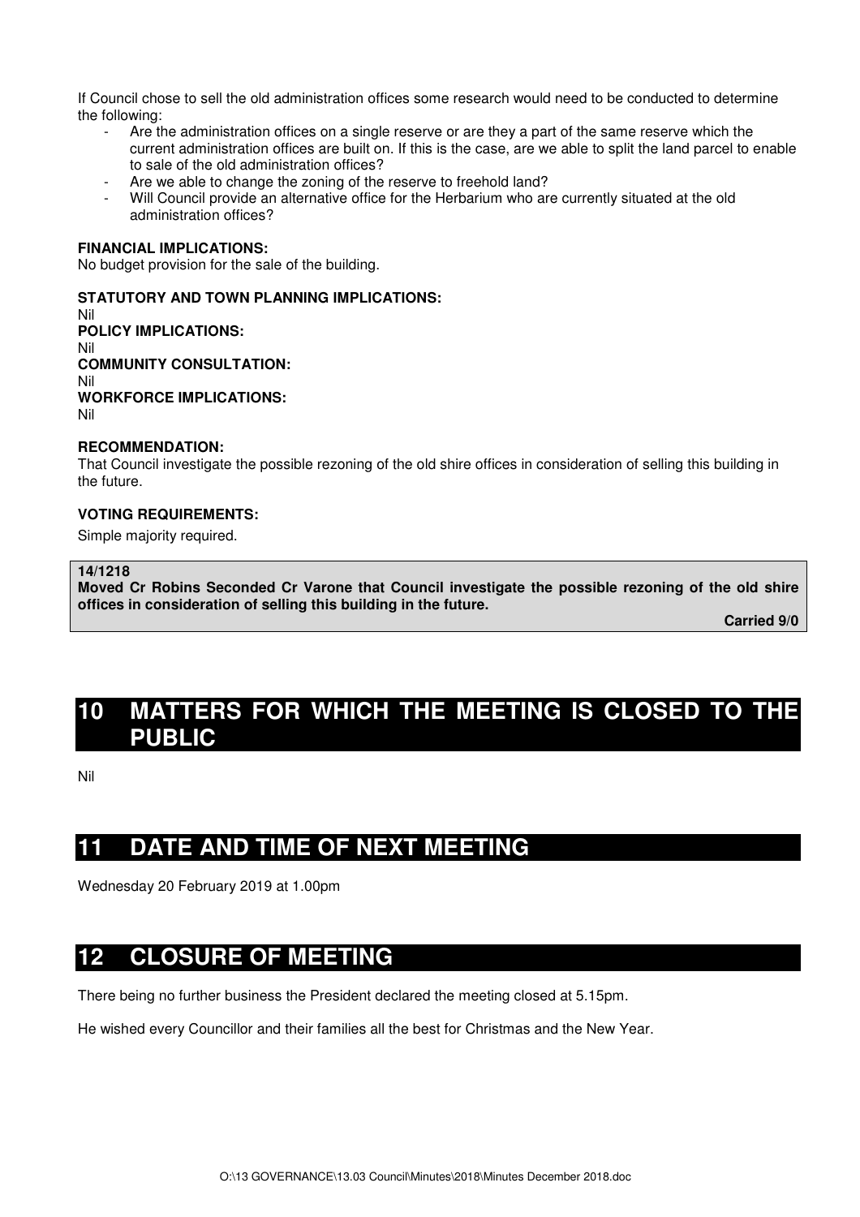If Council chose to sell the old administration offices some research would need to be conducted to determine the following:

- Are the administration offices on a single reserve or are they a part of the same reserve which the current administration offices are built on. If this is the case, are we able to split the land parcel to enable to sale of the old administration offices?
- Are we able to change the zoning of the reserve to freehold land?
- Will Council provide an alternative office for the Herbarium who are currently situated at the old administration offices?

**FINANCIAL IMPLICATIONS:**
No budget provision for the sale of the building.

**STATUTORY AND TOWN PLANNING IMPLICATIONS:**
Nil

**POLICY IMPLICATIONS:**
Nil

**COMMUNITY CONSULTATION:**
Nil

**WORKFORCE IMPLICATIONS:**
Nil

**RECOMMENDATION:**
That Council investigate the possible rezoning of the old shire offices in consideration of selling this building in the future.

**VOTING REQUIREMENTS:**

Simple majority required.

**14/1218**
**Moved Cr Robins Seconded Cr Varone that Council investigate the possible rezoning of the old shire offices in consideration of selling this building in the future.**

**Carried 9/0**

# 10 MATTERS FOR WHICH THE MEETING IS CLOSED TO THE PUBLIC

Nil

# 11 DATE AND TIME OF NEXT MEETING

Wednesday 20 February 2019 at 1.00pm

# 12 CLOSURE OF MEETING

There being no further business the President declared the meeting closed at 5.15pm.

He wished every Councillor and their families all the best for Christmas and the New Year.